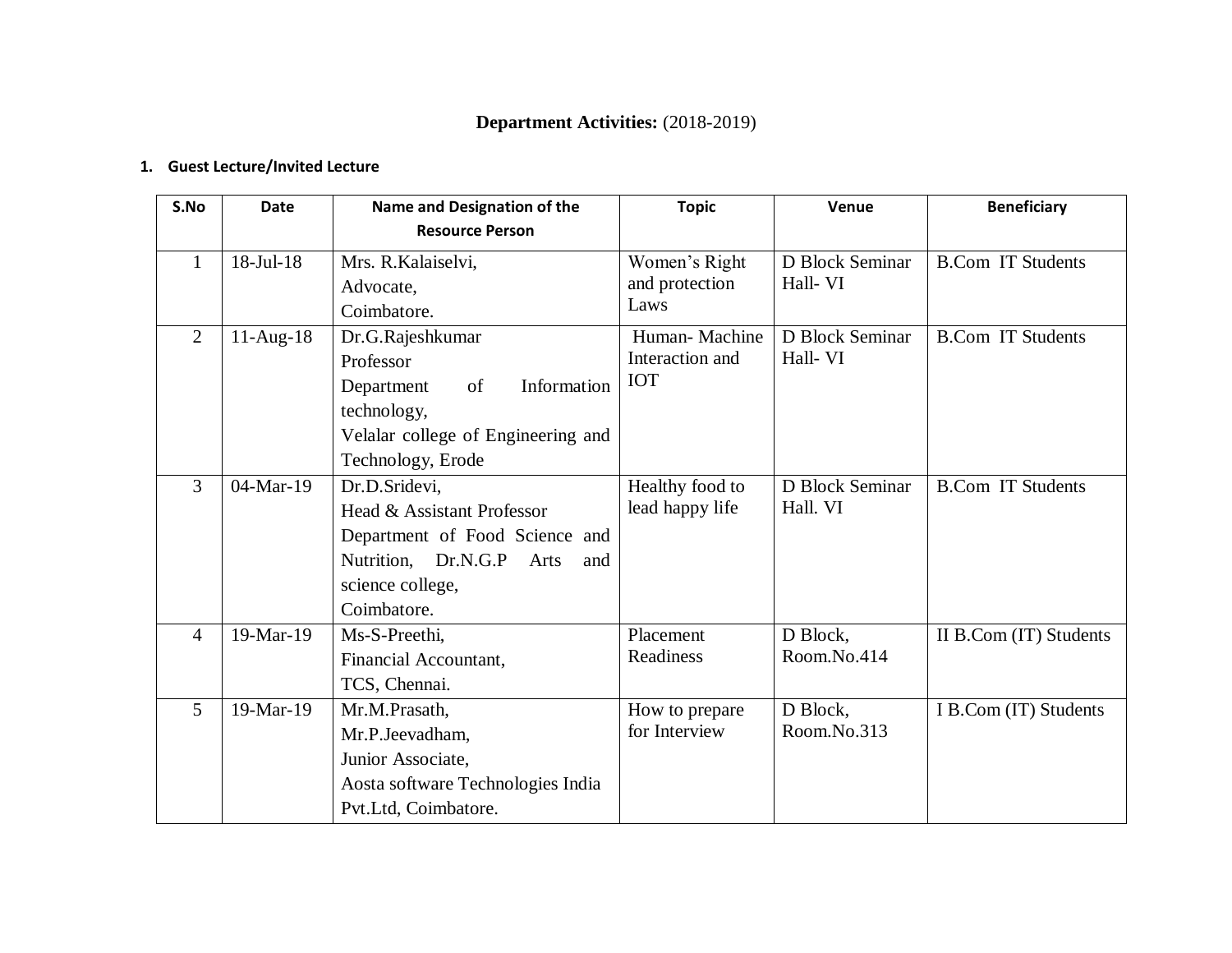# **Department Activities:** (2018-2019)

## 1. Guest Lecture/Invited Lecture

| S.No | Date | Name and Designation of the Resource Person | Topic | Venue | Beneficiary |
|---|---|---|---|---|---|
| 1 | 18-Jul-18 | Mrs. R.Kalaiselvi, Advocate, Coimbatore. | Women's Right and protection Laws | D Block Seminar Hall- VI | B.Com IT Students |
| 2 | 11-Aug-18 | Dr.G.Rajeshkumar Professor Department of Information technology, Velalar college of Engineering and Technology, Erode | Human- Machine Interaction and IOT | D Block Seminar Hall- VI | B.Com IT Students |
| 3 | 04-Mar-19 | Dr.D.Sridevi, Head & Assistant Professor Department of Food Science and Nutrition, Dr.N.G.P Arts and science college, Coimbatore. | Healthy food to lead happy life | D Block Seminar Hall. VI | B.Com IT Students |
| 4 | 19-Mar-19 | Ms-S-Preethi, Financial Accountant, TCS, Chennai. | Placement Readiness | D Block, Room.No.414 | II B.Com (IT) Students |
| 5 | 19-Mar-19 | Mr.M.Prasath, Mr.P.Jeevadham, Junior Associate, Aosta software Technologies India Pvt.Ltd, Coimbatore. | How to prepare for Interview | D Block, Room.No.313 | I B.Com (IT) Students |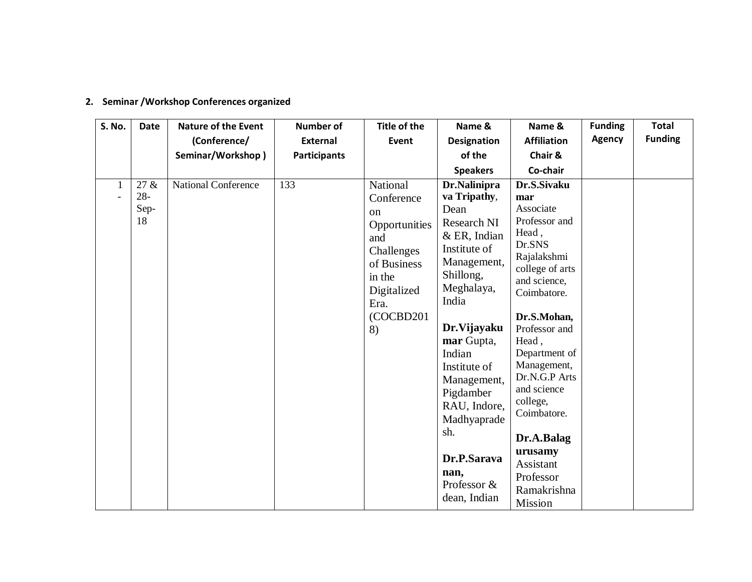**2. Seminar /Workshop Conferences organized**

| S. No. | Date | Nature of the Event (Conference/ Seminar/Workshop ) | Number of External Participants | Title of the Event | Name & Designation of the Speakers | Name & Affiliation Chair & Co-chair | Funding Agency | Total Funding |
|---|---|---|---|---|---|---|---|---|
| 1 - | 27 & 28-Sep-18 | National Conference | 133 | National Conference on Opportunities and Challenges of Business in the Digitalized Era. (COCBD2018) | **Dr.Nalinipra va Tripathy**, Dean Research NI & ER, Indian Institute of Management, Shillong, Meghalaya, India<br><br>**Dr.Vijayakumar** Gupta, Indian Institute of Management, Pigdamber RAU, Indore, Madhyapradesh.<br><br>**Dr.P.Saravanan,** Professor & dean, Indian | **Dr.S.Sivakumar** Associate Professor and Head , Dr.SNS Rajalakshmi college of arts and science, Coimbatore.<br><br>**Dr.S.Mohan,** Professor and Head , Department of Management, Dr.N.G.P Arts and science college, Coimbatore.<br><br>**Dr.A.Balagurusamy** Assistant Professor Ramakrishna Mission | | |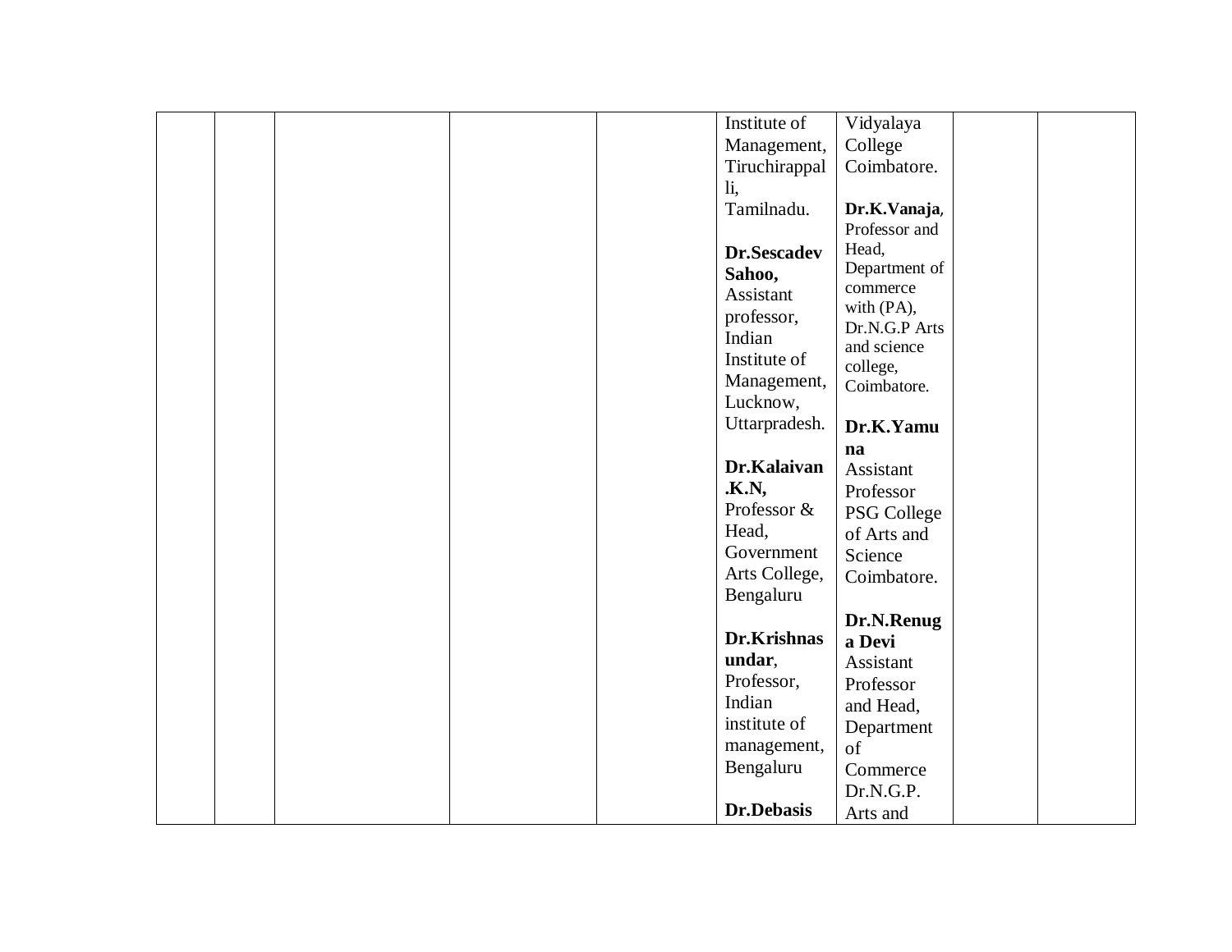|  |  |  |  |  |  |  |  |  |
|---|---|---|---|---|---|---|---|---|
|  |  |  |  |  | Institute of Management, Tiruchirappalli, Tamilnadu.<br><br>**Dr.Sescadev Sahoo,** Assistant professor, Indian Institute of Management, Lucknow, Uttarpradesh.<br><br>**Dr.Kalaivan .K.N,** Professor & Head, Government Arts College, Bengaluru<br><br>**Dr.Krishnasundar**, Professor, Indian institute of management, Bengaluru<br><br>**Dr.Debasis** | Vidyalaya College Coimbatore.<br><br>**Dr.K.Vanaja**, Professor and Head, Department of commerce with (PA), Dr.N.G.P Arts and science college, Coimbatore.<br><br>**Dr.K.Yamuna** Assistant Professor PSG College of Arts and Science Coimbatore.<br><br>**Dr.N.Renuga Devi** Assistant Professor and Head, Department of Commerce Dr.N.G.P. Arts and |  |  |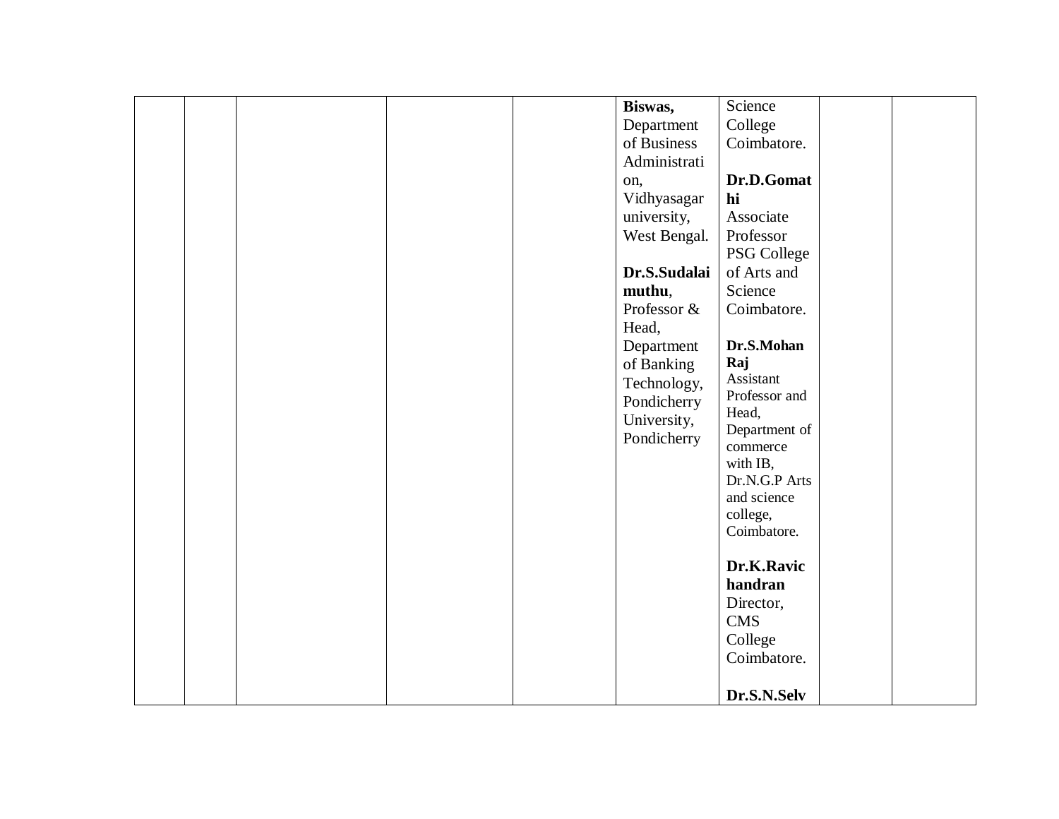|  |  |  |  |  |  |  |  |  |
|---|---|---|---|---|---|---|---|---|
|  |  |  |  |  | **Biswas,** Department of Business Administration, Vidhyasagar university, West Bengal.<br><br>**Dr.S.Sudalaimuthu**, Professor & Head, Department of Banking Technology, Pondicherry University, Pondicherry | Science College Coimbatore.<br><br>**Dr.D.Gomathi** Associate Professor PSG College of Arts and Science Coimbatore.<br><br>**Dr.S.Mohan Raj** Assistant Professor and Head, Department of commerce with IB, Dr.N.G.P Arts and science college, Coimbatore.<br><br>**Dr.K.Ravichandran** Director, CMS College Coimbatore.<br><br>**Dr.S.N.Selv** |  |  |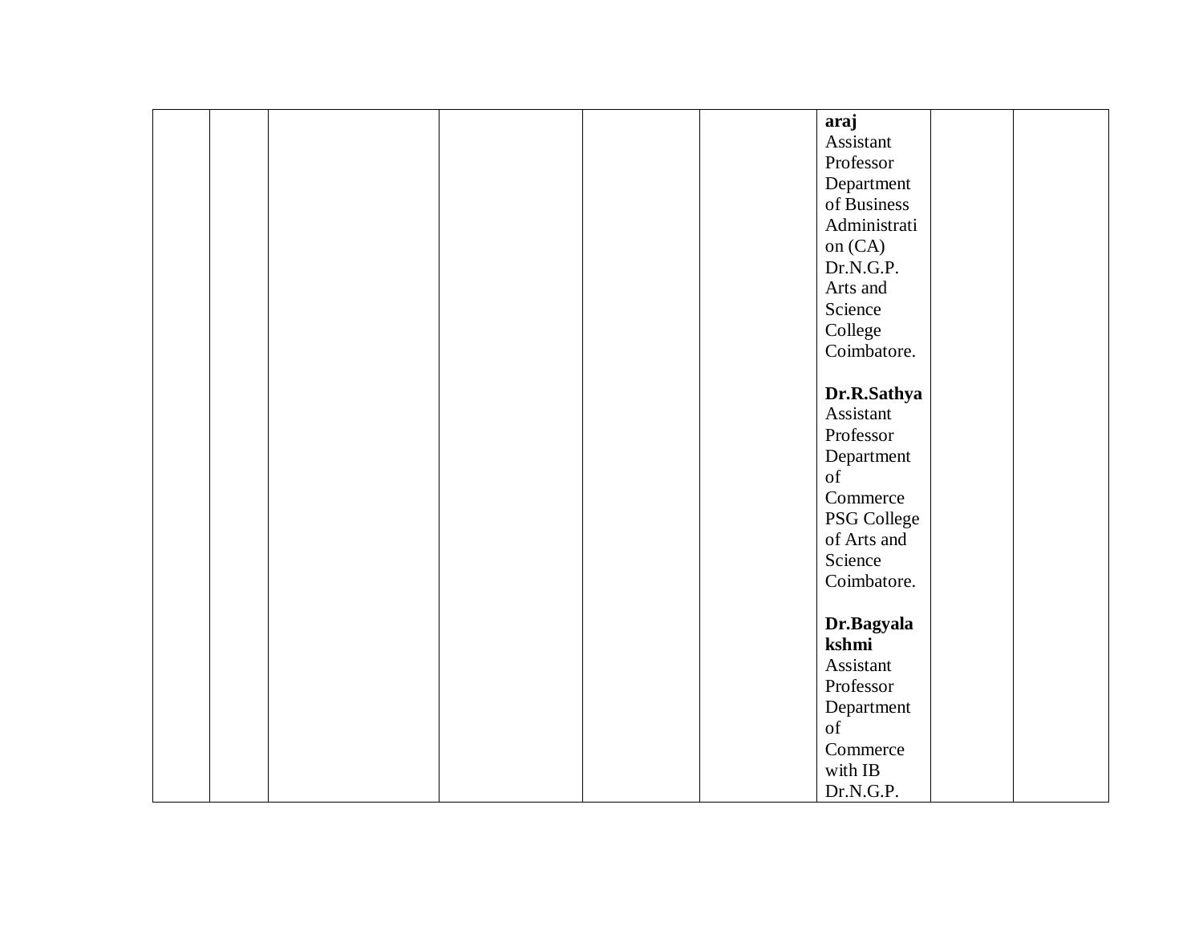| | | | | | | | | |
|---|---|---|---|---|---|---|---|---|
| | | | | | | **araj** Assistant Professor Department of Business Administration (CA) Dr.N.G.P. Arts and Science College Coimbatore.<br><br>**Dr.R.Sathya** Assistant Professor Department of Commerce PSG College of Arts and Science Coimbatore.<br><br>**Dr.Bagyalakshmi** Assistant Professor Department of Commerce with IB Dr.N.G.P. | | |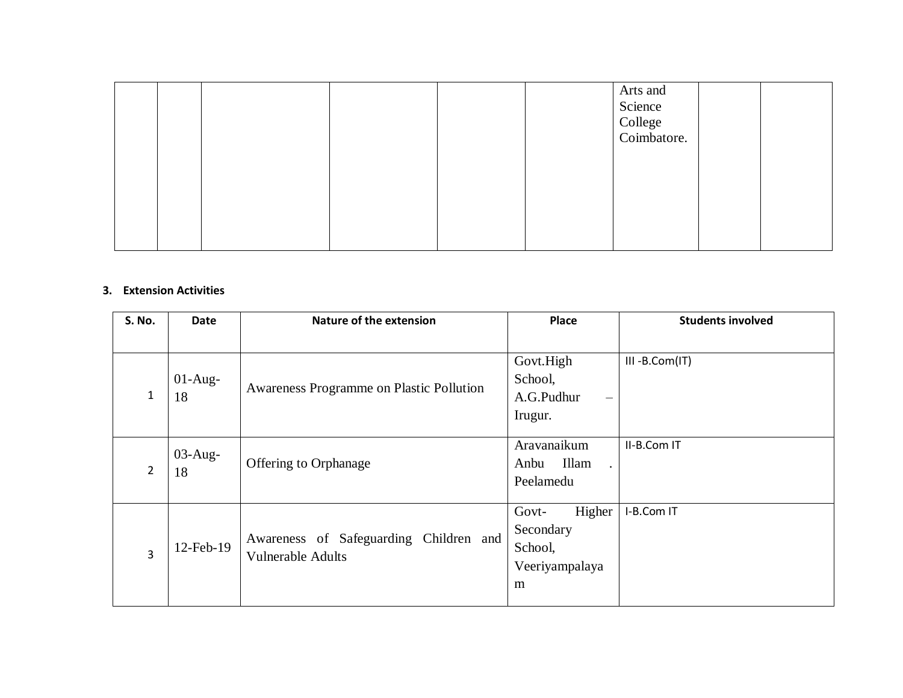|  |  |  |  |  |  | Arts and Science College Coimbatore. |  |  |
|---|---|---|---|---|---|---|---|---|

**3. Extension Activities**

| S. No. | Date | Nature of the extension | Place | Students involved |
|---|---|---|---|---|
| 1 | 01-Aug-18 | Awareness Programme on Plastic Pollution | Govt.High School, A.G.Pudhur – Irugur. | III -B.Com(IT) |
| 2 | 03-Aug-18 | Offering to Orphanage | Aravanaikum Anbu Illam . Peelamedu | II-B.Com IT |
| 3 | 12-Feb-19 | Awareness of Safeguarding Children and Vulnerable Adults | Govt- Higher Secondary School, Veeriyampalayam | I-B.Com IT |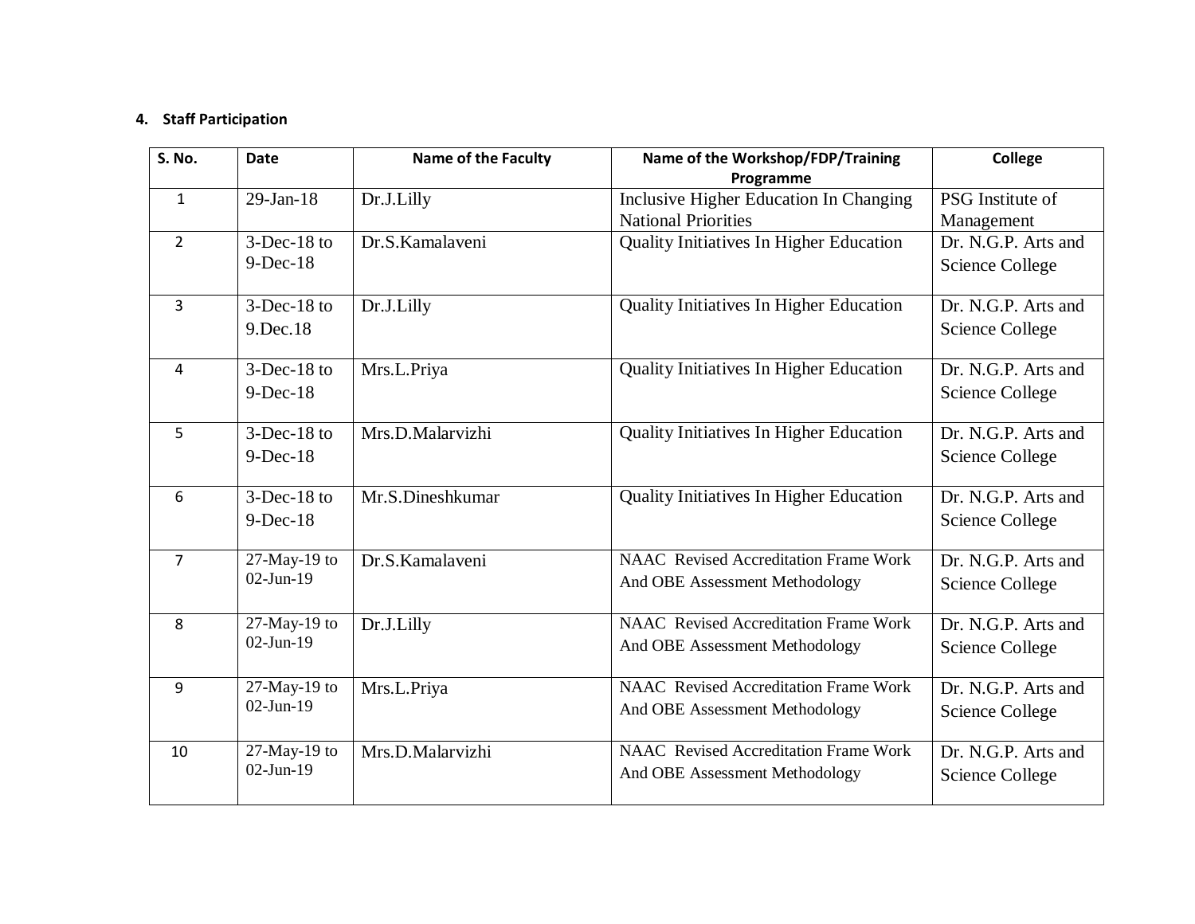4. **Staff Participation**

| S. No. | Date | Name of the Faculty | Name of the Workshop/FDP/Training Programme | College |
|---|---|---|---|---|
| 1 | 29-Jan-18 | Dr.J.Lilly | Inclusive Higher Education In Changing National Priorities | PSG Institute of Management |
| 2 | 3-Dec-18 to 9-Dec-18 | Dr.S.Kamalaveni | Quality Initiatives In Higher Education | Dr. N.G.P. Arts and Science College |
| 3 | 3-Dec-18 to 9.Dec.18 | Dr.J.Lilly | Quality Initiatives In Higher Education | Dr. N.G.P. Arts and Science College |
| 4 | 3-Dec-18 to 9-Dec-18 | Mrs.L.Priya | Quality Initiatives In Higher Education | Dr. N.G.P. Arts and Science College |
| 5 | 3-Dec-18 to 9-Dec-18 | Mrs.D.Malarvizhi | Quality Initiatives In Higher Education | Dr. N.G.P. Arts and Science College |
| 6 | 3-Dec-18 to 9-Dec-18 | Mr.S.Dineshkumar | Quality Initiatives In Higher Education | Dr. N.G.P. Arts and Science College |
| 7 | 27-May-19 to 02-Jun-19 | Dr.S.Kamalaveni | NAAC Revised Accreditation Frame Work And OBE Assessment Methodology | Dr. N.G.P. Arts and Science College |
| 8 | 27-May-19 to 02-Jun-19 | Dr.J.Lilly | NAAC Revised Accreditation Frame Work And OBE Assessment Methodology | Dr. N.G.P. Arts and Science College |
| 9 | 27-May-19 to 02-Jun-19 | Mrs.L.Priya | NAAC Revised Accreditation Frame Work And OBE Assessment Methodology | Dr. N.G.P. Arts and Science College |
| 10 | 27-May-19 to 02-Jun-19 | Mrs.D.Malarvizhi | NAAC Revised Accreditation Frame Work And OBE Assessment Methodology | Dr. N.G.P. Arts and Science College |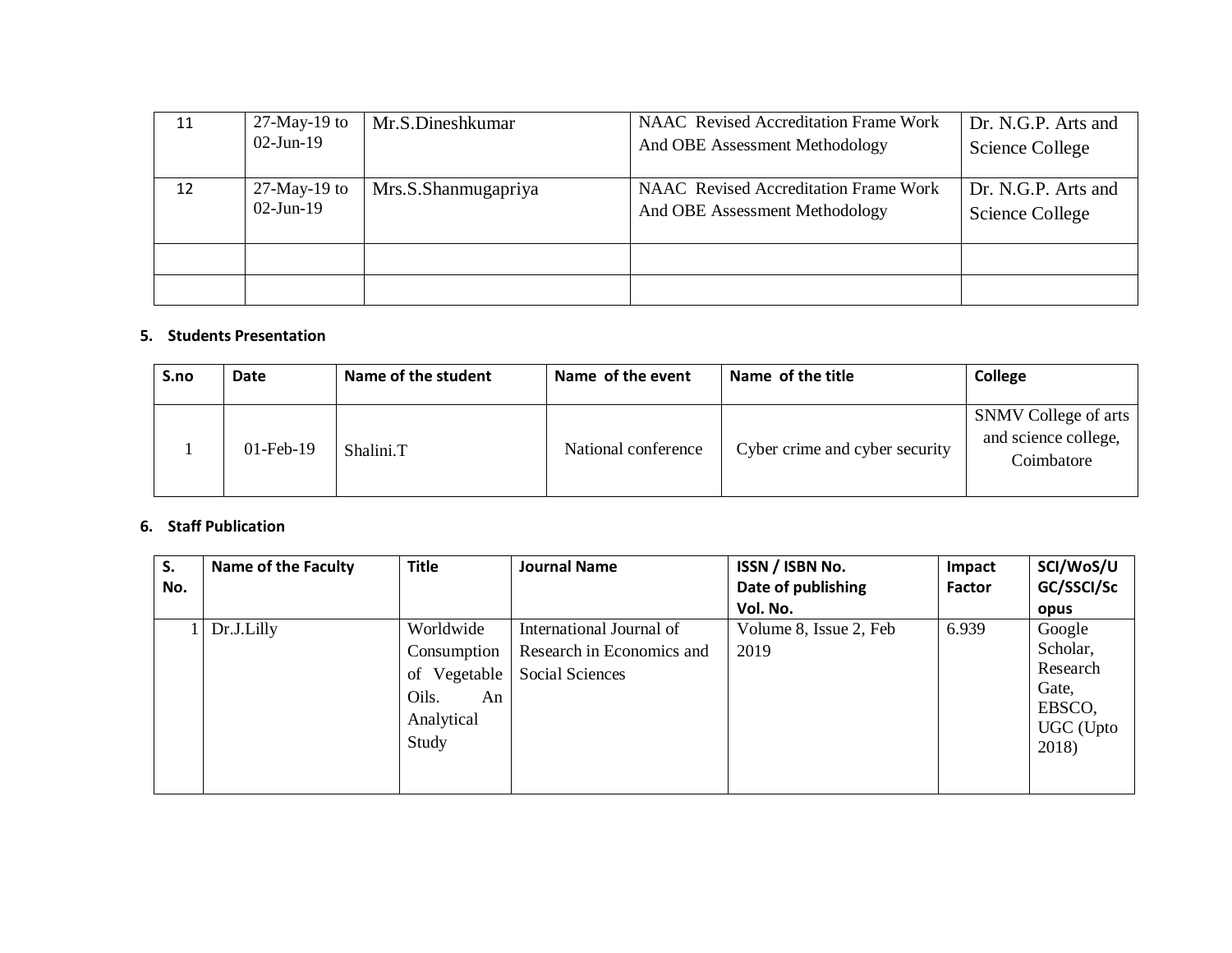| 11 | 27-May-19 to 02-Jun-19 | Mr.S.Dineshkumar | NAAC Revised Accreditation Frame Work And OBE Assessment Methodology | Dr. N.G.P. Arts and Science College |
|---|---|---|---|---|
| 12 | 27-May-19 to 02-Jun-19 | Mrs.S.Shanmugapriya | NAAC Revised Accreditation Frame Work And OBE Assessment Methodology | Dr. N.G.P. Arts and Science College |
| | | | | |
| | | | | |

**5. Students Presentation**

| S.no | Date | Name of the student | Name of the event | Name of the title | College |
|---|---|---|---|---|---|
| 1 | 01-Feb-19 | Shalini.T | National conference | Cyber crime and cyber security | SNMV College of arts and science college, Coimbatore |

**6. Staff Publication**

| S. No. | Name of the Faculty | Title | Journal Name | ISSN / ISBN No. Date of publishing Vol. No. | Impact Factor | SCI/WoS/UGC/SSCI/Scopus |
|---|---|---|---|---|---|---|
| 1 | Dr.J.Lilly | Worldwide Consumption of Vegetable Oils. An Analytical Study | International Journal of Research in Economics and Social Sciences | Volume 8, Issue 2, Feb 2019 | 6.939 | Google Scholar, Research Gate, EBSCO, UGC (Upto 2018) |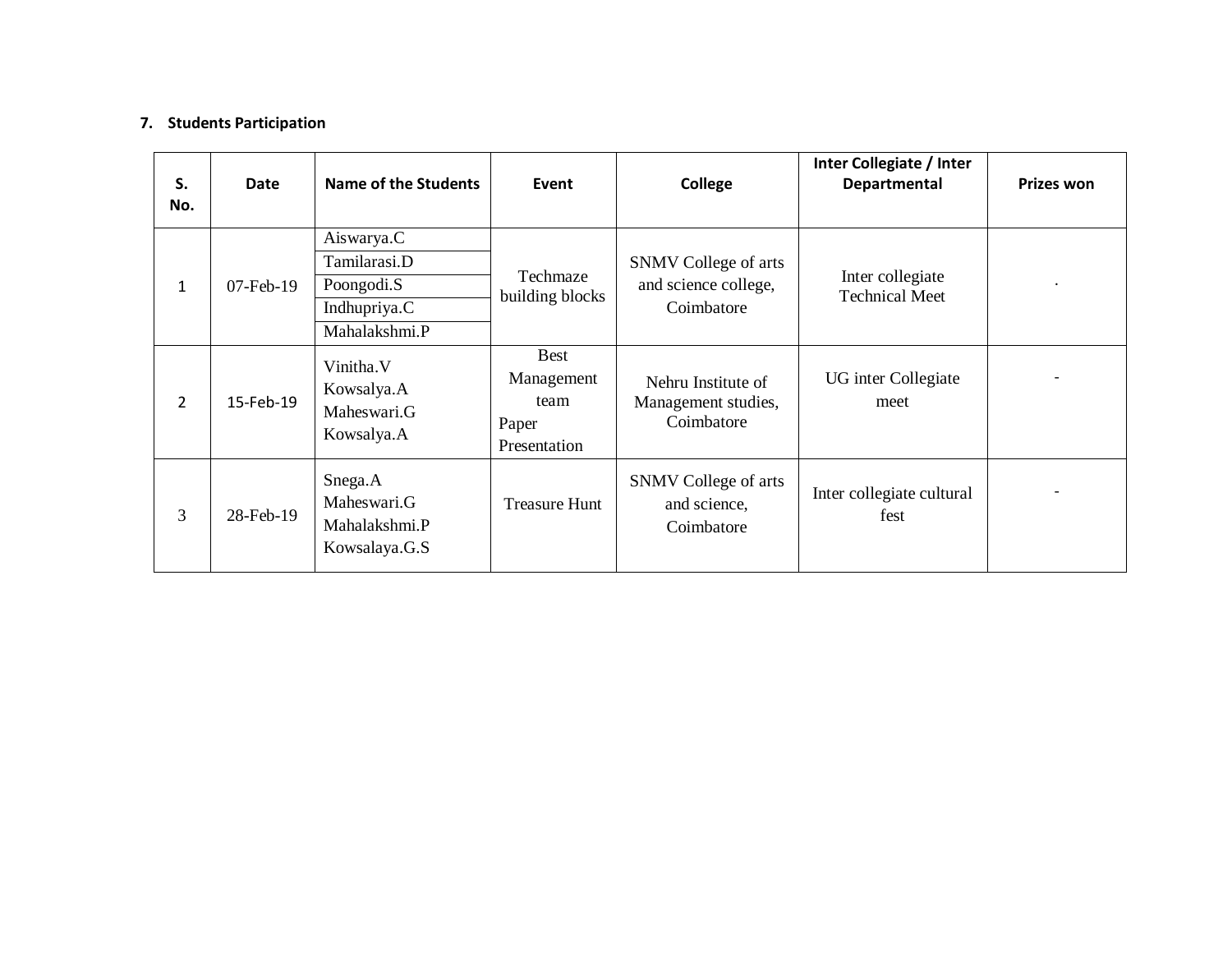## 7. Students Participation

| S. No. | Date | Name of the Students | Event | College | Inter Collegiate / Inter Departmental | Prizes won |
|---|---|---|---|---|---|---|
| 1 | 07-Feb-19 | Aiswarya.C<br>Tamilarasi.D<br>Poongodi.S<br>Indhupriya.C<br>Mahalakshmi.P | Techmaze building blocks | SNMV College of arts and science college, Coimbatore | Inter collegiate Technical Meet | . |
| 2 | 15-Feb-19 | Vinitha.V<br>Kowsalya.A<br>Maheswari.G<br>Kowsalya.A | Best Management team<br>Paper Presentation | Nehru Institute of Management studies, Coimbatore | UG inter Collegiate meet | - |
| 3 | 28-Feb-19 | Snega.A<br>Maheswari.G<br>Mahalakshmi.P<br>Kowsalaya.G.S | Treasure Hunt | SNMV College of arts and science, Coimbatore | Inter collegiate cultural fest | - |